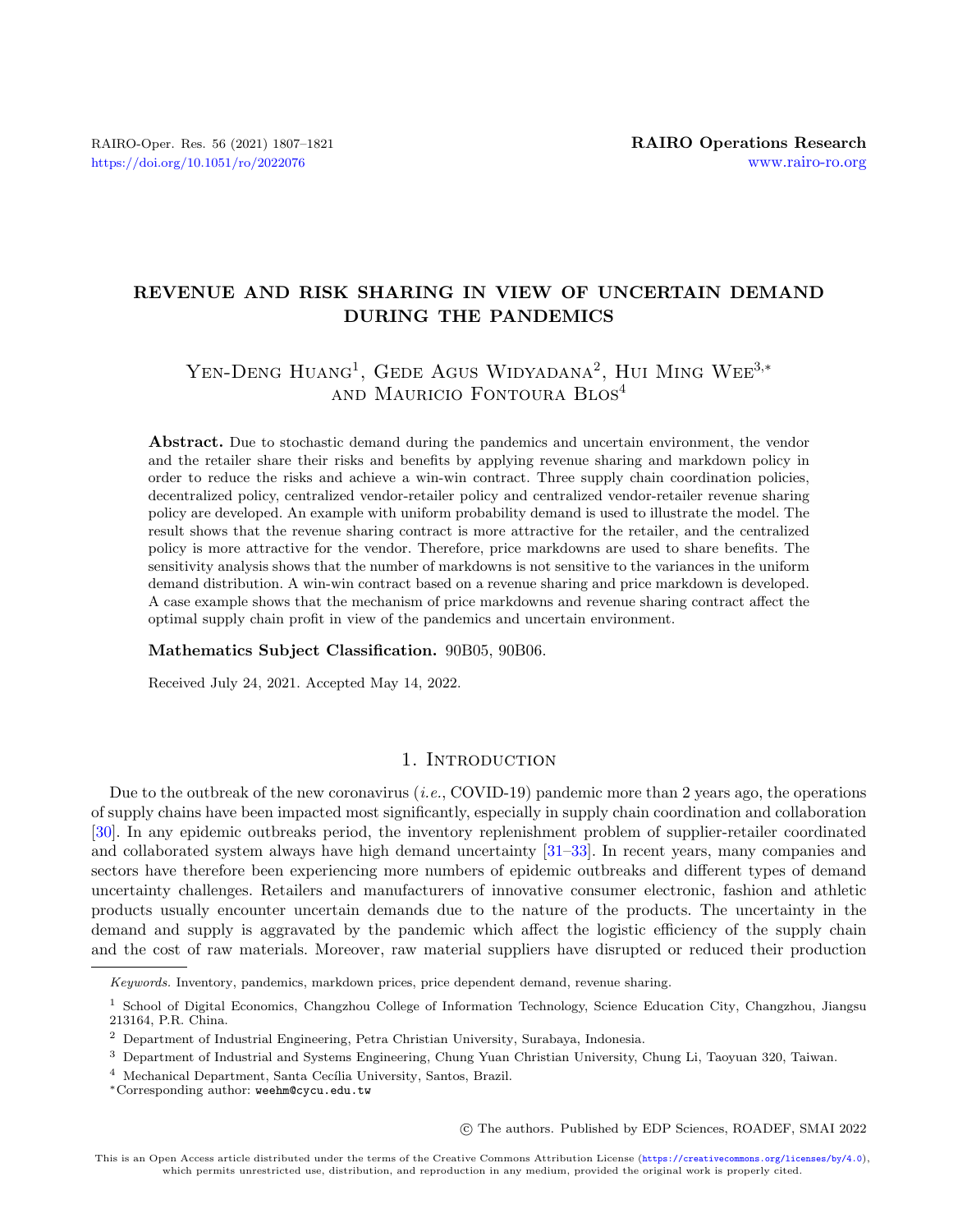# REVENUE AND RISK SHARING IN VIEW OF UNCERTAIN DEMAND DURING THE PANDEMICS

Yen-Deng Huang[1], Gede Agus Widyadana[2], Hui Ming Wee[3,*] and Mauricio Fontoura Blos[4]

**Abstract.** Due to stochastic demand during the pandemics and uncertain environment, the vendor and the retailer share their risks and benefits by applying revenue sharing and markdown policy in order to reduce the risks and achieve a win-win contract. Three supply chain coordination policies, decentralized policy, centralized vendor-retailer policy and centralized vendor-retailer revenue sharing policy are developed. An example with uniform probability demand is used to illustrate the model. The result shows that the revenue sharing contract is more attractive for the retailer, and the centralized policy is more attractive for the vendor. Therefore, price markdowns are used to share benefits. The sensitivity analysis shows that the number of markdowns is not sensitive to the variances in the uniform demand distribution. A win-win contract based on a revenue sharing and price markdown is developed. A case example shows that the mechanism of price markdowns and revenue sharing contract affect the optimal supply chain profit in view of the pandemics and uncertain environment.

**Mathematics Subject Classification.** 90B05, 90B06.

Received July 24, 2021. Accepted May 14, 2022.

## 1. Introduction

Due to the outbreak of the new coronavirus (*i.e.*, COVID-19) pandemic more than 2 years ago, the operations of supply chains have been impacted most significantly, especially in supply chain coordination and collaboration [30]. In any epidemic outbreaks period, the inventory replenishment problem of supplier-retailer coordinated and collaborated system always have high demand uncertainty [31–33]. In recent years, many companies and sectors have therefore been experiencing more numbers of epidemic outbreaks and different types of demand uncertainty challenges. Retailers and manufacturers of innovative consumer electronic, fashion and athletic products usually encounter uncertain demands due to the nature of the products. The uncertainty in the demand and supply is aggravated by the pandemic which affect the logistic efficiency of the supply chain and the cost of raw materials. Moreover, raw material suppliers have disrupted or reduced their production

---

*Keywords.* Inventory, pandemics, markdown prices, price dependent demand, revenue sharing.

[1] School of Digital Economics, Changzhou College of Information Technology, Science Education City, Changzhou, Jiangsu 213164, P.R. China.

[2] Department of Industrial Engineering, Petra Christian University, Surabaya, Indonesia.

[3] Department of Industrial and Systems Engineering, Chung Yuan Christian University, Chung Li, Taoyuan 320, Taiwan.

[4] Mechanical Department, Santa Cecília University, Santos, Brazil.

*Corresponding author: weehm@cycu.edu.tw

© The authors. Published by EDP Sciences, ROADEF, SMAI 2022

This is an Open Access article distributed under the terms of the Creative Commons Attribution License (https://creativecommons.org/licenses/by/4.0), which permits unrestricted use, distribution, and reproduction in any medium, provided the original work is properly cited.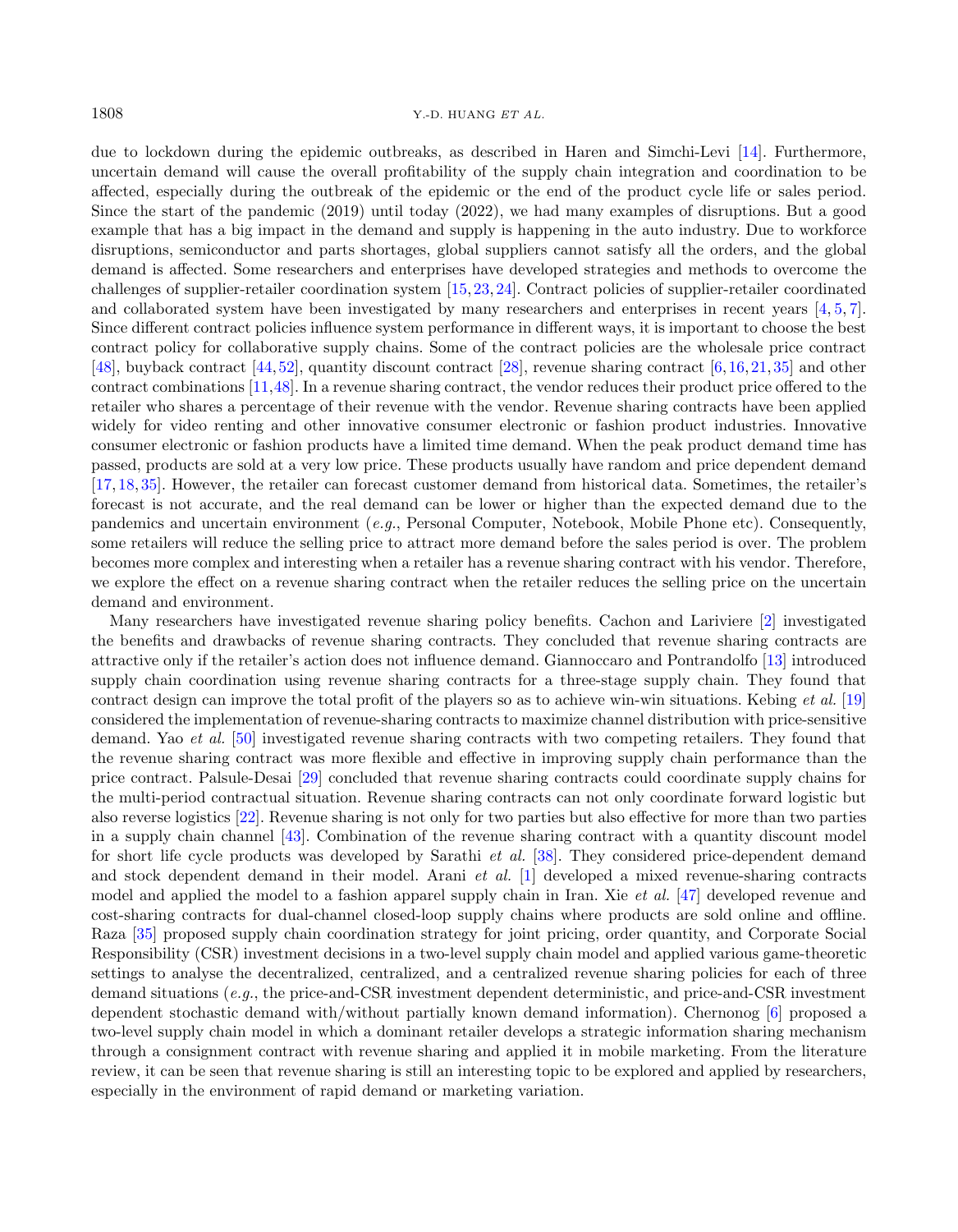due to lockdown during the epidemic outbreaks, as described in Haren and Simchi-Levi [14]. Furthermore, uncertain demand will cause the overall profitability of the supply chain integration and coordination to be affected, especially during the outbreak of the epidemic or the end of the product cycle life or sales period. Since the start of the pandemic (2019) until today (2022), we had many examples of disruptions. But a good example that has a big impact in the demand and supply is happening in the auto industry. Due to workforce disruptions, semiconductor and parts shortages, global suppliers cannot satisfy all the orders, and the global demand is affected. Some researchers and enterprises have developed strategies and methods to overcome the challenges of supplier-retailer coordination system [15,23,24]. Contract policies of supplier-retailer coordinated and collaborated system have been investigated by many researchers and enterprises in recent years [4,5,7]. Since different contract policies influence system performance in different ways, it is important to choose the best contract policy for collaborative supply chains. Some of the contract policies are the wholesale price contract [48], buyback contract [44,52], quantity discount contract [28], revenue sharing contract [6,16,21,35] and other contract combinations [11,48]. In a revenue sharing contract, the vendor reduces their product price offered to the retailer who shares a percentage of their revenue with the vendor. Revenue sharing contracts have been applied widely for video renting and other innovative consumer electronic or fashion product industries. Innovative consumer electronic or fashion products have a limited time demand. When the peak product demand time has passed, products are sold at a very low price. These products usually have random and price dependent demand [17,18,35]. However, the retailer can forecast customer demand from historical data. Sometimes, the retailer's forecast is not accurate, and the real demand can be lower or higher than the expected demand due to the pandemics and uncertain environment (*e.g.*, Personal Computer, Notebook, Mobile Phone etc). Consequently, some retailers will reduce the selling price to attract more demand before the sales period is over. The problem becomes more complex and interesting when a retailer has a revenue sharing contract with his vendor. Therefore, we explore the effect on a revenue sharing contract when the retailer reduces the selling price on the uncertain demand and environment.

Many researchers have investigated revenue sharing policy benefits. Cachon and Lariviere [2] investigated the benefits and drawbacks of revenue sharing contracts. They concluded that revenue sharing contracts are attractive only if the retailer's action does not influence demand. Giannoccaro and Pontrandolfo [13] introduced supply chain coordination using revenue sharing contracts for a three-stage supply chain. They found that contract design can improve the total profit of the players so as to achieve win-win situations. Kebing *et al.* [19] considered the implementation of revenue-sharing contracts to maximize channel distribution with price-sensitive demand. Yao *et al.* [50] investigated revenue sharing contracts with two competing retailers. They found that the revenue sharing contract was more flexible and effective in improving supply chain performance than the price contract. Palsule-Desai [29] concluded that revenue sharing contracts could coordinate supply chains for the multi-period contractual situation. Revenue sharing contracts can not only coordinate forward logistic but also reverse logistics [22]. Revenue sharing is not only for two parties but also effective for more than two parties in a supply chain channel [43]. Combination of the revenue sharing contract with a quantity discount model for short life cycle products was developed by Sarathi *et al.* [38]. They considered price-dependent demand and stock dependent demand in their model. Arani *et al.* [1] developed a mixed revenue-sharing contracts model and applied the model to a fashion apparel supply chain in Iran. Xie *et al.* [47] developed revenue and cost-sharing contracts for dual-channel closed-loop supply chains where products are sold online and offline. Raza [35] proposed supply chain coordination strategy for joint pricing, order quantity, and Corporate Social Responsibility (CSR) investment decisions in a two-level supply chain model and applied various game-theoretic settings to analyse the decentralized, centralized, and a centralized revenue sharing policies for each of three demand situations (*e.g.*, the price-and-CSR investment dependent deterministic, and price-and-CSR investment dependent stochastic demand with/without partially known demand information). Chernonog [6] proposed a two-level supply chain model in which a dominant retailer develops a strategic information sharing mechanism through a consignment contract with revenue sharing and applied it in mobile marketing. From the literature review, it can be seen that revenue sharing is still an interesting topic to be explored and applied by researchers, especially in the environment of rapid demand or marketing variation.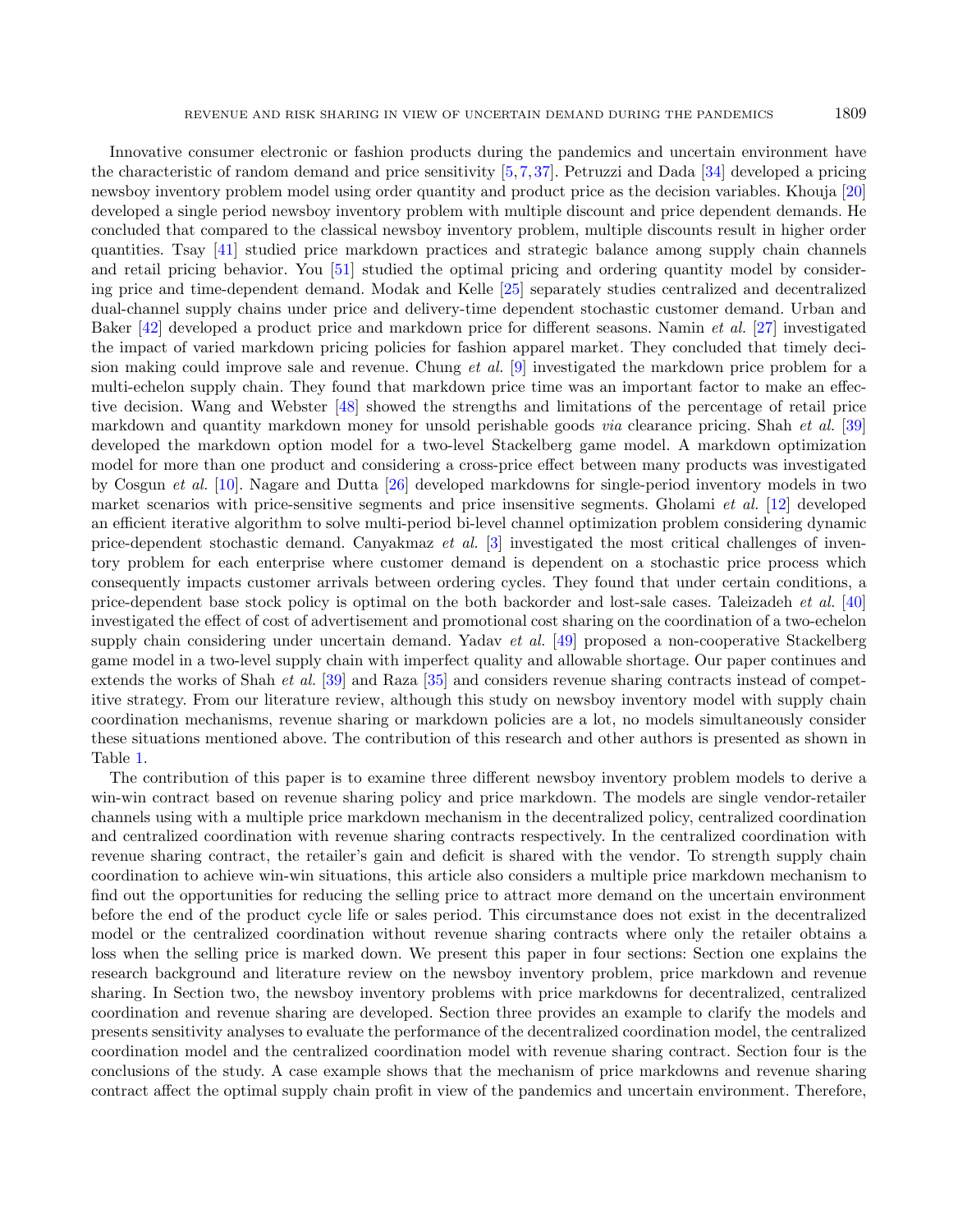Innovative consumer electronic or fashion products during the pandemics and uncertain environment have the characteristic of random demand and price sensitivity [5, 7, 37]. Petruzzi and Dada [34] developed a pricing newsboy inventory problem model using order quantity and product price as the decision variables. Khouja [20] developed a single period newsboy inventory problem with multiple discount and price dependent demands. He concluded that compared to the classical newsboy inventory problem, multiple discounts result in higher order quantities. Tsay [41] studied price markdown practices and strategic balance among supply chain channels and retail pricing behavior. You [51] studied the optimal pricing and ordering quantity model by considering price and time-dependent demand. Modak and Kelle [25] separately studies centralized and decentralized dual-channel supply chains under price and delivery-time dependent stochastic customer demand. Urban and Baker [42] developed a product price and markdown price for different seasons. Namin *et al.* [27] investigated the impact of varied markdown pricing policies for fashion apparel market. They concluded that timely decision making could improve sale and revenue. Chung *et al.* [9] investigated the markdown price problem for a multi-echelon supply chain. They found that markdown price time was an important factor to make an effective decision. Wang and Webster [48] showed the strengths and limitations of the percentage of retail price markdown and quantity markdown money for unsold perishable goods *via* clearance pricing. Shah *et al.* [39] developed the markdown option model for a two-level Stackelberg game model. A markdown optimization model for more than one product and considering a cross-price effect between many products was investigated by Cosgun *et al.* [10]. Nagare and Dutta [26] developed markdowns for single-period inventory models in two market scenarios with price-sensitive segments and price insensitive segments. Gholami *et al.* [12] developed an efficient iterative algorithm to solve multi-period bi-level channel optimization problem considering dynamic price-dependent stochastic demand. Canyakmaz *et al.* [3] investigated the most critical challenges of inventory problem for each enterprise where customer demand is dependent on a stochastic price process which consequently impacts customer arrivals between ordering cycles. They found that under certain conditions, a price-dependent base stock policy is optimal on the both backorder and lost-sale cases. Taleizadeh *et al.* [40] investigated the effect of cost of advertisement and promotional cost sharing on the coordination of a two-echelon supply chain considering under uncertain demand. Yadav *et al.* [49] proposed a non-cooperative Stackelberg game model in a two-level supply chain with imperfect quality and allowable shortage. Our paper continues and extends the works of Shah *et al.* [39] and Raza [35] and considers revenue sharing contracts instead of competitive strategy. From our literature review, although this study on newsboy inventory model with supply chain coordination mechanisms, revenue sharing or markdown policies are a lot, no models simultaneously consider these situations mentioned above. The contribution of this research and other authors is presented as shown in Table 1.

The contribution of this paper is to examine three different newsboy inventory problem models to derive a win-win contract based on revenue sharing policy and price markdown. The models are single vendor-retailer channels using with a multiple price markdown mechanism in the decentralized policy, centralized coordination and centralized coordination with revenue sharing contracts respectively. In the centralized coordination with revenue sharing contract, the retailer's gain and deficit is shared with the vendor. To strength supply chain coordination to achieve win-win situations, this article also considers a multiple price markdown mechanism to find out the opportunities for reducing the selling price to attract more demand on the uncertain environment before the end of the product cycle life or sales period. This circumstance does not exist in the decentralized model or the centralized coordination without revenue sharing contracts where only the retailer obtains a loss when the selling price is marked down. We present this paper in four sections: Section one explains the research background and literature review on the newsboy inventory problem, price markdown and revenue sharing. In Section two, the newsboy inventory problems with price markdowns for decentralized, centralized coordination and revenue sharing are developed. Section three provides an example to clarify the models and presents sensitivity analyses to evaluate the performance of the decentralized coordination model, the centralized coordination model and the centralized coordination model with revenue sharing contract. Section four is the conclusions of the study. A case example shows that the mechanism of price markdowns and revenue sharing contract affect the optimal supply chain profit in view of the pandemics and uncertain environment. Therefore,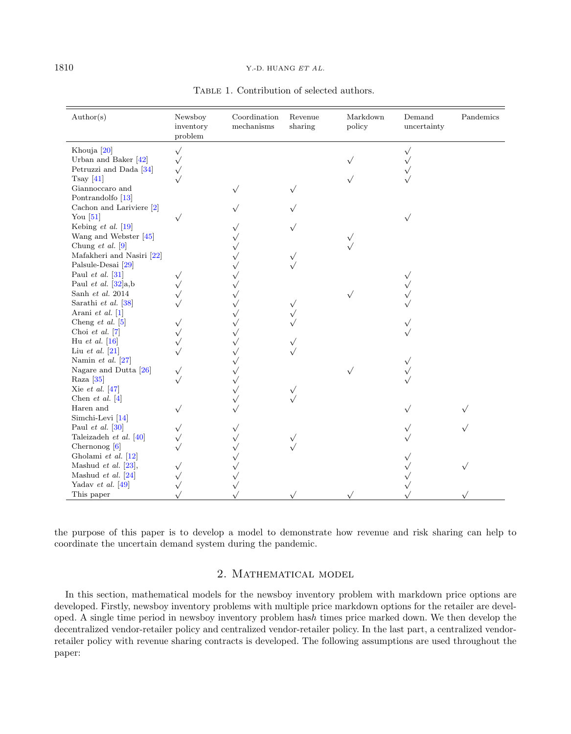Table 1. Contribution of selected authors.

| Author(s) | Newsboy inventory problem | Coordination mechanisms | Revenue sharing | Markdown policy | Demand uncertainty | Pandemics |
|---|---|---|---|---|---|---|
| Khouja [20] | √ | | | | √ | |
| Urban and Baker [42] | √ | | | √ | √ | |
| Petruzzi and Dada [34] | √ | | | | √ | |
| Tsay [41] | √ | | | √ | √ | |
| Giannoccaro and Pontrandolfo [13] | | √ | √ | | | |
| Cachon and Lariviere [2] | | √ | √ | | | |
| You [51] | √ | | | | √ | |
| Kebing *et al.* [19] | | √ | √ | | | |
| Wang and Webster [45] | | √ | | √ | | |
| Chung *et al.* [9] | | √ | | √ | | |
| Mafakheri and Nasiri [22] | | √ | √ | | | |
| Palsule-Desai [29] | | √ | √ | | | |
| Paul *et al.* [31] | √ | √ | | | √ | |
| Paul *et al.* [32]a,b | √ | √ | | | √ | |
| Sanh *et al.* 2014 | √ | √ | | √ | √ | |
| Sarathi *et al.* [38] | √ | √ | √ | | √ | |
| Arani *et al.* [1] | | √ | √ | | | |
| Cheng *et al.* [5] | √ | √ | √ | | √ | |
| Choi *et al.* [7] | √ | √ | | | √ | |
| Hu *et al.* [16] | √ | √ | √ | | | |
| Liu *et al.* [21] | √ | √ | √ | | | |
| Namin *et al.* [27] | | √ | | | √ | |
| Nagare and Dutta [26] | √ | √ | | √ | √ | |
| Raza [35] | √ | √ | | | √ | |
| Xie *et al.* [47] | | √ | √ | | | |
| Chen *et al.* [4] | | √ | √ | | | |
| Haren and Simchi-Levi [14] | √ | √ | | | √ | √ |
| Paul *et al.* [30] | √ | √ | | | √ | √ |
| Taleizadeh *et al.* [40] | √ | √ | √ | | √ | |
| Chernonog [6] | √ | √ | √ | | | |
| Gholami *et al.* [12] | | √ | | | √ | |
| Mashud *et al.* [23], | √ | √ | | | √ | √ |
| Mashud *et al.* [24] | √ | √ | | | √ | |
| Yadav *et al.* [49] | √ | √ | | | √ | |
| This paper | √ | √ | √ | √ | √ | √ |

the purpose of this paper is to develop a model to demonstrate how revenue and risk sharing can help to coordinate the uncertain demand system during the pandemic.

## 2. Mathematical model

In this section, mathematical models for the newsboy inventory problem with markdown price options are developed. Firstly, newsboy inventory problems with multiple price markdown options for the retailer are developed. A single time period in newsboy inventory problem has$h$ times price marked down. We then develop the decentralized vendor-retailer policy and centralized vendor-retailer policy. In the last part, a centralized vendor-retailer policy with revenue sharing contracts is developed. The following assumptions are used throughout the paper: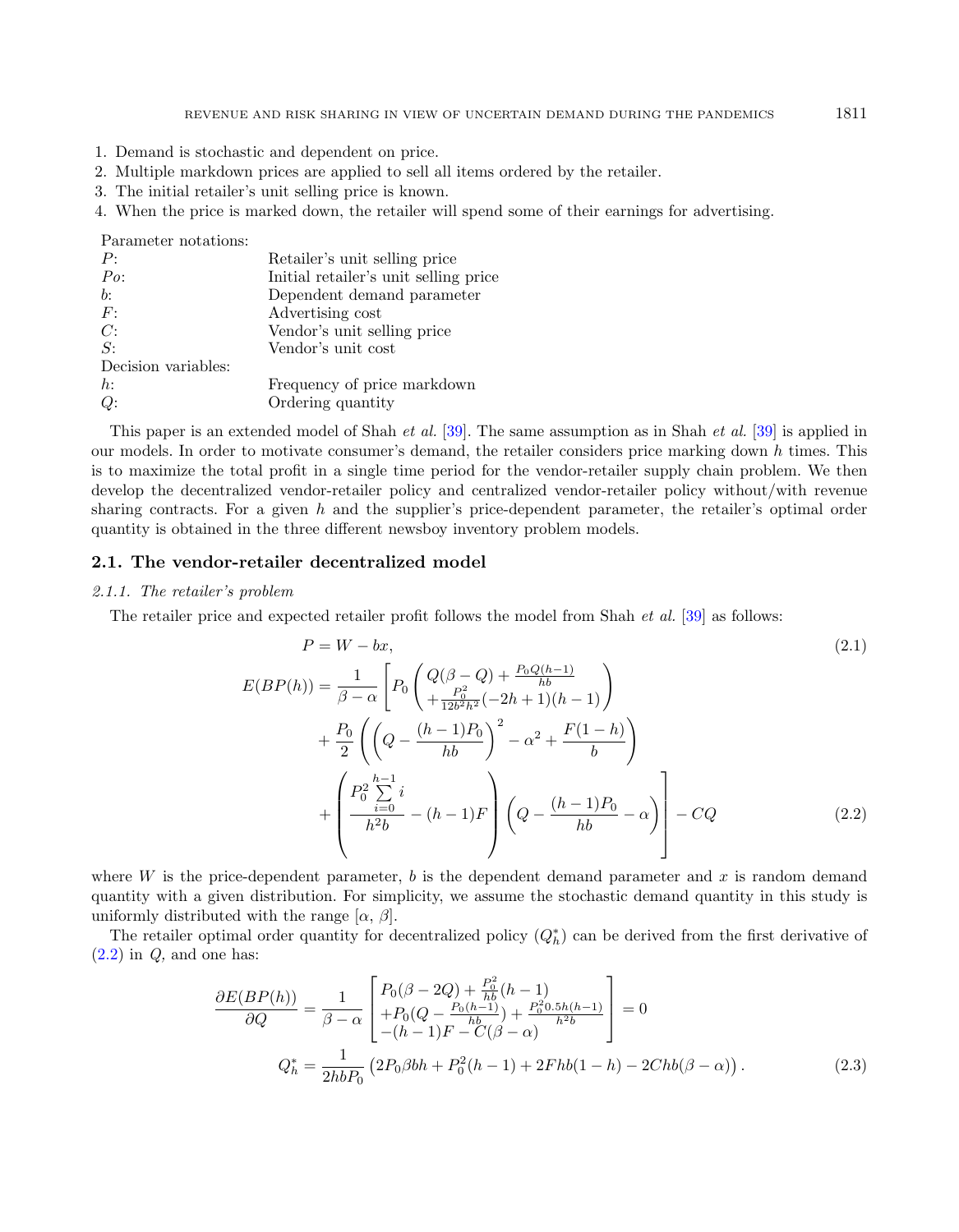1. Demand is stochastic and dependent on price.
2. Multiple markdown prices are applied to sell all items ordered by the retailer.
3. The initial retailer's unit selling price is known.
4. When the price is marked down, the retailer will spend some of their earnings for advertising.

Parameter notations:

| | |
|---|---|
| $P$: | Retailer's unit selling price |
| $Po$: | Initial retailer's unit selling price |
| $b$: | Dependent demand parameter |
| $F$: | Advertising cost |
| $C$: | Vendor's unit selling price |
| $S$: | Vendor's unit cost |
| Decision variables: | |
| $h$: | Frequency of price markdown |
| $Q$: | Ordering quantity |

This paper is an extended model of Shah *et al.* [39]. The same assumption as in Shah *et al.* [39] is applied in our models. In order to motivate consumer's demand, the retailer considers price marking down $h$ times. This is to maximize the total profit in a single time period for the vendor-retailer supply chain problem. We then develop the decentralized vendor-retailer policy and centralized vendor-retailer policy without/with revenue sharing contracts. For a given $h$ and the supplier's price-dependent parameter, the retailer's optimal order quantity is obtained in the three different newsboy inventory problem models.

### 2.1. The vendor-retailer decentralized model

#### 2.1.1. The retailer's problem

The retailer price and expected retailer profit follows the model from Shah *et al.* [39] as follows:

$$P = W - bx, \tag{2.1}$$

$$\begin{aligned} E(BP(h)) = \frac{1}{\beta-\alpha}\Bigg[&P_0\begin{pmatrix} Q(\beta-Q)+\frac{P_0 Q(h-1)}{hb} \\ +\frac{P_0^2}{12b^2h^2}(-2h+1)(h-1)\end{pmatrix} \\ &+\frac{P_0}{2}\left(\left(Q-\frac{(h-1)P_0}{hb}\right)^2-\alpha^2+\frac{F(1-h)}{b}\right) \\ &+\left(\frac{P_0^2\sum\limits_{i=0}^{h-1} i}{h^2 b}-(h-1)F\right)\left(Q-\frac{(h-1)P_0}{hb}-\alpha\right)\Bigg]-CQ \end{aligned} \tag{2.2}$$

where $W$ is the price-dependent parameter, $b$ is the dependent demand parameter and $x$ is random demand quantity with a given distribution. For simplicity, we assume the stochastic demand quantity in this study is uniformly distributed with the range $[\alpha, \beta]$.

The retailer optimal order quantity for decentralized policy ($Q_h^*$) can be derived from the first derivative of (2.2) in $Q$, and one has:

$$\frac{\partial E(BP(h))}{\partial Q} = \frac{1}{\beta-\alpha}\begin{bmatrix} P_0(\beta-2Q)+\frac{P_0^2}{hb}(h-1) \\ +P_0\left(Q-\frac{P_0(h-1)}{hb}\right)+\frac{P_0^2 0.5h(h-1)}{h^2 b} \\ -(h-1)F-C(\beta-\alpha)\end{bmatrix} = 0$$

$$Q_h^* = \frac{1}{2hbP_0}\left(2P_0\beta bh + P_0^2(h-1) + 2Fhb(1-h) - 2Chb(\beta-\alpha)\right). \tag{2.3}$$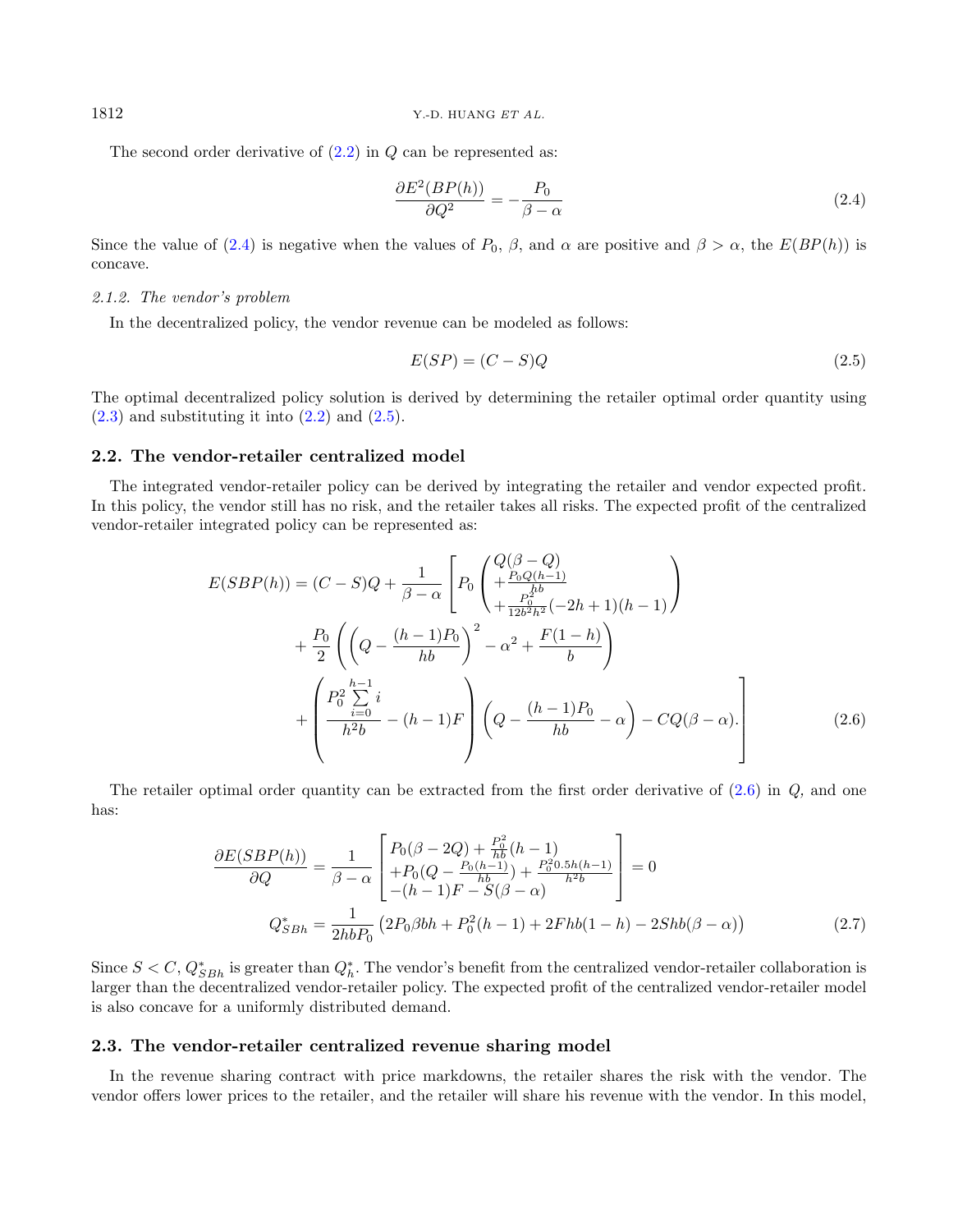The second order derivative of (2.2) in $Q$ can be represented as:

$$\frac{\partial E^2(BP(h))}{\partial Q^2} = -\frac{P_0}{\beta - \alpha} \tag{2.4}$$

Since the value of (2.4) is negative when the values of $P_0$, $\beta$, and $\alpha$ are positive and $\beta > \alpha$, the $E(BP(h))$ is concave.

*2.1.2. The vendor's problem*

In the decentralized policy, the vendor revenue can be modeled as follows:

$$E(SP) = (C - S)Q \tag{2.5}$$

The optimal decentralized policy solution is derived by determining the retailer optimal order quantity using (2.3) and substituting it into (2.2) and (2.5).

## 2.2. The vendor-retailer centralized model

The integrated vendor-retailer policy can be derived by integrating the retailer and vendor expected profit. In this policy, the vendor still has no risk, and the retailer takes all risks. The expected profit of the centralized vendor-retailer integrated policy can be represented as:

$$\begin{aligned}
E(SBP(h)) = (C-S)Q + \frac{1}{\beta - \alpha}\Bigg[ & P_0 \begin{pmatrix} Q(\beta - Q) \\ + \frac{P_0 Q(h-1)}{hb} \\ + \frac{P_0^2}{12b^2h^2}(-2h+1)(h-1) \end{pmatrix} \\
& + \frac{P_0}{2}\left( \left(Q - \frac{(h-1)P_0}{hb}\right)^2 - \alpha^2 + \frac{F(1-h)}{b} \right) \\
& + \left( \frac{P_0^2 \sum\limits_{i=0}^{h-1} i}{h^2 b} - (h-1)F \right)\left(Q - \frac{(h-1)P_0}{hb} - \alpha\right) - CQ(\beta - \alpha). \Bigg]
\end{aligned} \tag{2.6}$$

The retailer optimal order quantity can be extracted from the first order derivative of (2.6) in $Q$, and one has:

$$\frac{\partial E(SBP(h))}{\partial Q} = \frac{1}{\beta - \alpha}\begin{bmatrix} P_0(\beta - 2Q) + \frac{P_0^2}{hb}(h-1) \\ +P_0(Q - \frac{P_0(h-1)}{hb}) + \frac{P_0^2 0.5h(h-1)}{h^2 b} \\ -(h-1)F - S(\beta - \alpha) \end{bmatrix} = 0$$

$$Q^*_{SBh} = \frac{1}{2hbP_0}\left(2P_0\beta bh + P_0^2(h-1) + 2Fhb(1-h) - 2Shb(\beta - \alpha)\right) \tag{2.7}$$

Since $S < C$, $Q^*_{SBh}$ is greater than $Q^*_h$. The vendor's benefit from the centralized vendor-retailer collaboration is larger than the decentralized vendor-retailer policy. The expected profit of the centralized vendor-retailer model is also concave for a uniformly distributed demand.

## 2.3. The vendor-retailer centralized revenue sharing model

In the revenue sharing contract with price markdowns, the retailer shares the risk with the vendor. The vendor offers lower prices to the retailer, and the retailer will share his revenue with the vendor. In this model,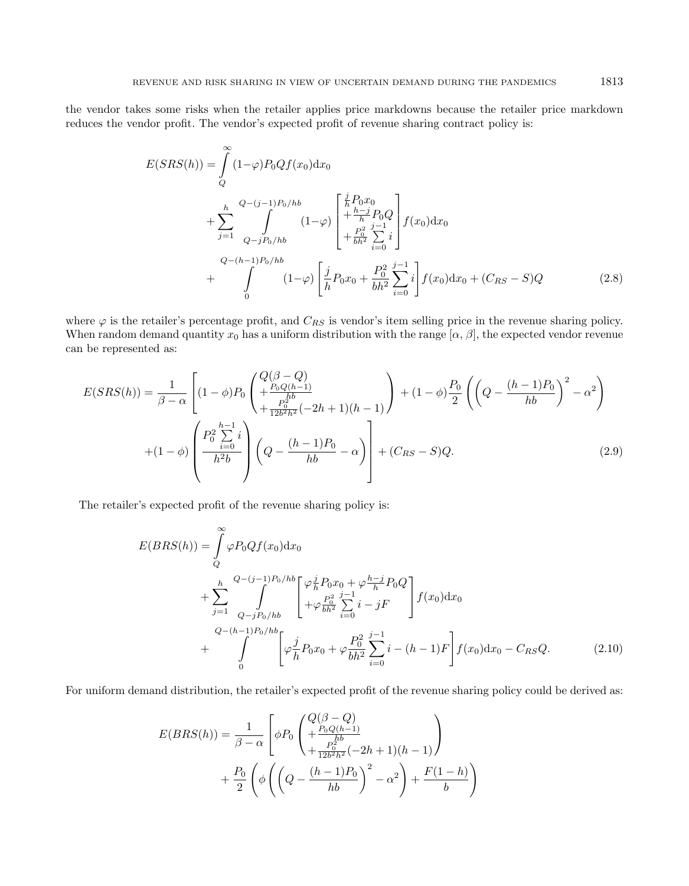the vendor takes some risks when the retailer applies price markdowns because the retailer price markdown reduces the vendor profit. The vendor's expected profit of revenue sharing contract policy is:

$$
\begin{aligned}
E(SRS(h)) = &\int_{Q}^{\infty} (1-\varphi) P_0 Q f(x_0) \mathrm{d}x_0 \\
&+ \sum_{j=1}^{h} \int_{Q-jP_0/hb}^{Q-(j-1)P_0/hb} (1-\varphi) \begin{bmatrix} \frac{j}{h} P_0 x_0 \\ + \frac{h-j}{h} P_0 Q \\ + \frac{P_0^2}{bh^2} \sum_{i=0}^{j-1} i \end{bmatrix} f(x_0) \mathrm{d}x_0 \\
&+ \int_{0}^{Q-(h-1)P_0/hb} (1-\varphi) \left[ \frac{j}{h} P_0 x_0 + \frac{P_0^2}{bh^2} \sum_{i=0}^{j-1} i \right] f(x_0) \mathrm{d}x_0 + (C_{RS} - S) Q
\end{aligned}
\tag{2.8}
$$

where $\varphi$ is the retailer's percentage profit, and $C_{RS}$ is vendor's item selling price in the revenue sharing policy. When random demand quantity $x_0$ has a uniform distribution with the range $[\alpha, \beta]$, the expected vendor revenue can be represented as:

$$
\begin{aligned}
E(SRS(h)) = \frac{1}{\beta - \alpha} \Bigg[ &(1-\phi) P_0 \begin{pmatrix} Q(\beta - Q) \\ + \frac{P_0 Q (h-1)}{hb} \\ + \frac{P_0^2}{12 b^2 h^2} (-2h+1)(h-1) \end{pmatrix} + (1-\phi) \frac{P_0}{2} \left( \left( Q - \frac{(h-1)P_0}{hb} \right)^2 - \alpha^2 \right) \\
&+ (1-\phi) \left( \frac{P_0^2 \sum_{i=0}^{h-1} i}{h^2 b} \right) \left( Q - \frac{(h-1)P_0}{hb} - \alpha \right) \Bigg] + (C_{RS} - S) Q.
\end{aligned}
\tag{2.9}
$$

The retailer's expected profit of the revenue sharing policy is:

$$
\begin{aligned}
E(BRS(h)) = &\int_{Q}^{\infty} \varphi P_0 Q f(x_0) \mathrm{d}x_0 \\
&+ \sum_{j=1}^{h} \int_{Q-jP_0/hb}^{Q-(j-1)P_0/hb} \begin{bmatrix} \varphi \frac{j}{h} P_0 x_0 + \varphi \frac{h-j}{h} P_0 Q \\ + \varphi \frac{P_0^2}{bh^2} \sum_{i=0}^{j-1} i - jF \end{bmatrix} f(x_0) \mathrm{d}x_0 \\
&+ \int_{0}^{Q-(h-1)P_0/hb} \left[ \varphi \frac{j}{h} P_0 x_0 + \varphi \frac{P_0^2}{bh^2} \sum_{i=0}^{j-1} i - (h-1)F \right] f(x_0) \mathrm{d}x_0 - C_{RS} Q.
\end{aligned}
\tag{2.10}
$$

For uniform demand distribution, the retailer's expected profit of the revenue sharing policy could be derived as:

$$
\begin{aligned}
E(BRS(h)) = \frac{1}{\beta - \alpha} \Bigg[ &\phi P_0 \begin{pmatrix} Q(\beta - Q) \\ + \frac{P_0 Q (h-1)}{hb} \\ + \frac{P_0^2}{12 b^2 h^2} (-2h+1)(h-1) \end{pmatrix} \\
&+ \frac{P_0}{2} \left( \phi \left( \left( Q - \frac{(h-1)P_0}{hb} \right)^2 - \alpha^2 \right) + \frac{F(1-h)}{b} \right)
\end{aligned}
$$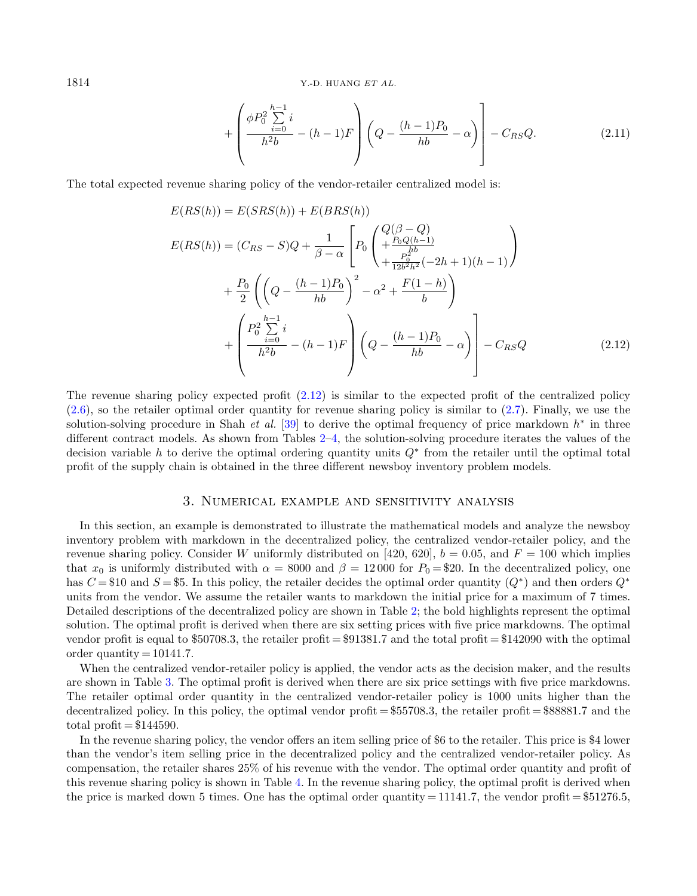$$
+\left(\frac{\phi P_0^2 \sum_{i=0}^{h-1} i}{h^2 b} - (h-1)F\right)\left(Q - \frac{(h-1)P_0}{hb} - \alpha\right)\Bigg] - C_{RS}Q. \tag{2.11}
$$

The total expected revenue sharing policy of the vendor-retailer centralized model is:

$$
E(RS(h)) = E(SRS(h)) + E(BRS(h))
$$

$$
\begin{aligned}
E(RS(h)) = (C_{RS} - S)Q + \frac{1}{\beta - \alpha}\Bigg[ & P_0 \begin{pmatrix} Q(\beta - Q) \\ + \frac{P_0 Q(h-1)}{hb} \\ + \frac{P_0^2}{12b^2h^2}(-2h+1)(h-1) \end{pmatrix} \\
& + \frac{P_0}{2}\left(\left(Q - \frac{(h-1)P_0}{hb}\right)^2 - \alpha^2 + \frac{F(1-h)}{b}\right) \\
& + \left(\frac{P_0^2 \sum_{i=0}^{h-1} i}{h^2 b} - (h-1)F\right)\left(Q - \frac{(h-1)P_0}{hb} - \alpha\right)\Bigg] - C_{RS}Q
\end{aligned} \tag{2.12}
$$

The revenue sharing policy expected profit (2.12) is similar to the expected profit of the centralized policy (2.6), so the retailer optimal order quantity for revenue sharing policy is similar to (2.7). Finally, we use the solution-solving procedure in Shah *et al.* [39] to derive the optimal frequency of price markdown $h^*$ in three different contract models. As shown from Tables 2–4, the solution-solving procedure iterates the values of the decision variable $h$ to derive the optimal ordering quantity units $Q^*$ from the retailer until the optimal total profit of the supply chain is obtained in the three different newsboy inventory problem models.

## 3. Numerical example and sensitivity analysis

In this section, an example is demonstrated to illustrate the mathematical models and analyze the newsboy inventory problem with markdown in the decentralized policy, the centralized vendor-retailer policy, and the revenue sharing policy. Consider $W$ uniformly distributed on [420, 620], $b = 0.05$, and $F = 100$ which implies that $x_0$ is uniformly distributed with $\alpha = 8000$ and $\beta = 12\,000$ for $P_0 = \$20$. In the decentralized policy, one has $C = \$10$ and $S = \$5$. In this policy, the retailer decides the optimal order quantity ($Q^*$) and then orders $Q^*$ units from the vendor. We assume the retailer wants to markdown the initial price for a maximum of 7 times. Detailed descriptions of the decentralized policy are shown in Table 2; the bold highlights represent the optimal solution. The optimal profit is derived when there are six setting prices with five price markdowns. The optimal vendor profit is equal to \$50708.3, the retailer profit = \$91381.7 and the total profit = \$142090 with the optimal order quantity = 10141.7.

When the centralized vendor-retailer policy is applied, the vendor acts as the decision maker, and the results are shown in Table 3. The optimal profit is derived when there are six price settings with five price markdowns. The retailer optimal order quantity in the centralized vendor-retailer policy is 1000 units higher than the decentralized policy. In this policy, the optimal vendor profit = \$55708.3, the retailer profit = \$88881.7 and the total profit = \$144590.

In the revenue sharing policy, the vendor offers an item selling price of \$6 to the retailer. This price is \$4 lower than the vendor's item selling price in the decentralized policy and the centralized vendor-retailer policy. As compensation, the retailer shares 25% of his revenue with the vendor. The optimal order quantity and profit of this revenue sharing policy is shown in Table 4. In the revenue sharing policy, the optimal profit is derived when the price is marked down 5 times. One has the optimal order quantity = 11141.7, the vendor profit = \$51276.5,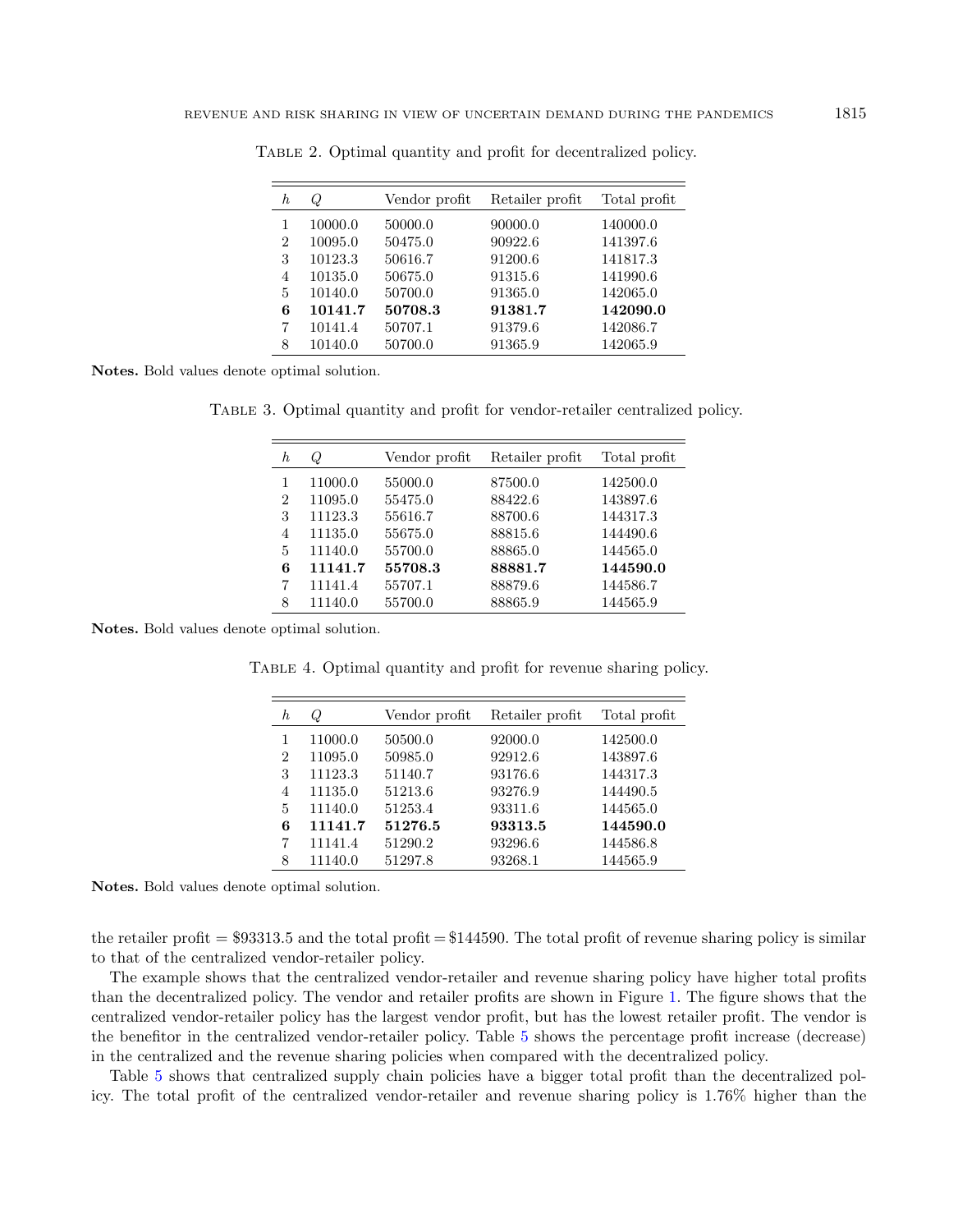Table 2. Optimal quantity and profit for decentralized policy.

| $h$ | $Q$ | Vendor profit | Retailer profit | Total profit |
|---|---|---|---|---|
| 1 | 10000.0 | 50000.0 | 90000.0 | 140000.0 |
| 2 | 10095.0 | 50475.0 | 90922.6 | 141397.6 |
| 3 | 10123.3 | 50616.7 | 91200.6 | 141817.3 |
| 4 | 10135.0 | 50675.0 | 91315.6 | 141990.6 |
| 5 | 10140.0 | 50700.0 | 91365.0 | 142065.0 |
| **6** | **10141.7** | **50708.3** | **91381.7** | **142090.0** |
| 7 | 10141.4 | 50707.1 | 91379.6 | 142086.7 |
| 8 | 10140.0 | 50700.0 | 91365.9 | 142065.9 |

**Notes.** Bold values denote optimal solution.

Table 3. Optimal quantity and profit for vendor-retailer centralized policy.

| $h$ | $Q$ | Vendor profit | Retailer profit | Total profit |
|---|---|---|---|---|
| 1 | 11000.0 | 55000.0 | 87500.0 | 142500.0 |
| 2 | 11095.0 | 55475.0 | 88422.6 | 143897.6 |
| 3 | 11123.3 | 55616.7 | 88700.6 | 144317.3 |
| 4 | 11135.0 | 55675.0 | 88815.6 | 144490.6 |
| 5 | 11140.0 | 55700.0 | 88865.0 | 144565.0 |
| **6** | **11141.7** | **55708.3** | **88881.7** | **144590.0** |
| 7 | 11141.4 | 55707.1 | 88879.6 | 144586.7 |
| 8 | 11140.0 | 55700.0 | 88865.9 | 144565.9 |

**Notes.** Bold values denote optimal solution.

Table 4. Optimal quantity and profit for revenue sharing policy.

| $h$ | $Q$ | Vendor profit | Retailer profit | Total profit |
|---|---|---|---|---|
| 1 | 11000.0 | 50500.0 | 92000.0 | 142500.0 |
| 2 | 11095.0 | 50985.0 | 92912.6 | 143897.6 |
| 3 | 11123.3 | 51140.7 | 93176.6 | 144317.3 |
| 4 | 11135.0 | 51213.6 | 93276.9 | 144490.5 |
| 5 | 11140.0 | 51253.4 | 93311.6 | 144565.0 |
| **6** | **11141.7** | **51276.5** | **93313.5** | **144590.0** |
| 7 | 11141.4 | 51290.2 | 93296.6 | 144586.8 |
| 8 | 11140.0 | 51297.8 | 93268.1 | 144565.9 |

**Notes.** Bold values denote optimal solution.

the retailer profit = \$93313.5 and the total profit = \$144590. The total profit of revenue sharing policy is similar to that of the centralized vendor-retailer policy.

The example shows that the centralized vendor-retailer and revenue sharing policy have higher total profits than the decentralized policy. The vendor and retailer profits are shown in Figure 1. The figure shows that the centralized vendor-retailer policy has the largest vendor profit, but has the lowest retailer profit. The vendor is the benefitor in the centralized vendor-retailer policy. Table 5 shows the percentage profit increase (decrease) in the centralized and the revenue sharing policies when compared with the decentralized policy.

Table 5 shows that centralized supply chain policies have a bigger total profit than the decentralized policy. The total profit of the centralized vendor-retailer and revenue sharing policy is 1.76% higher than the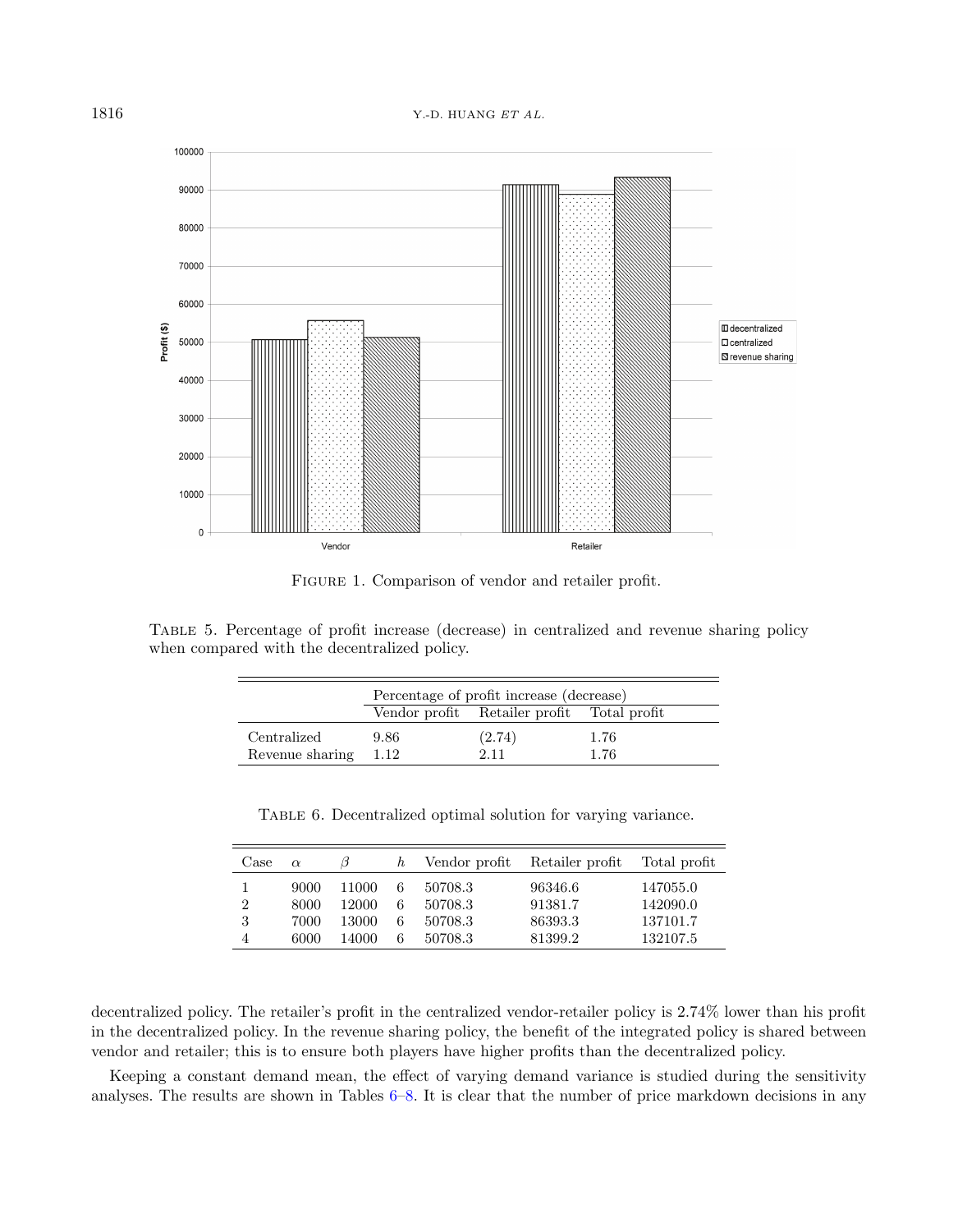Figure 1. Comparison of vendor and retailer profit.

Table 5. Percentage of profit increase (decrease) in centralized and revenue sharing policy when compared with the decentralized policy.

| | Percentage of profit increase (decrease) | | |
|---|---|---|---|
| | Vendor profit | Retailer profit | Total profit |
| Centralized | 9.86 | (2.74) | 1.76 |
| Revenue sharing | 1.12 | 2.11 | 1.76 |

Table 6. Decentralized optimal solution for varying variance.

| Case | $\alpha$ | $\beta$ | $h$ | Vendor profit | Retailer profit | Total profit |
|---|---|---|---|---|---|---|
| 1 | 9000 | 11000 | 6 | 50708.3 | 96346.6 | 147055.0 |
| 2 | 8000 | 12000 | 6 | 50708.3 | 91381.7 | 142090.0 |
| 3 | 7000 | 13000 | 6 | 50708.3 | 86393.3 | 137101.7 |
| 4 | 6000 | 14000 | 6 | 50708.3 | 81399.2 | 132107.5 |

decentralized policy. The retailer's profit in the centralized vendor-retailer policy is 2.74% lower than his profit in the decentralized policy. In the revenue sharing policy, the benefit of the integrated policy is shared between vendor and retailer; this is to ensure both players have higher profits than the decentralized policy.

Keeping a constant demand mean, the effect of varying demand variance is studied during the sensitivity analyses. The results are shown in Tables 6–8. It is clear that the number of price markdown decisions in any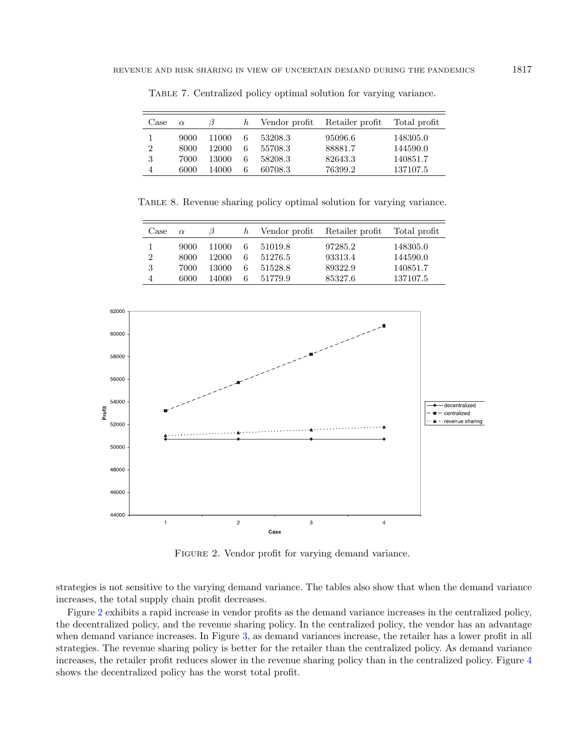Table 7. Centralized policy optimal solution for varying variance.

| Case | $\alpha$ | $\beta$ | $h$ | Vendor profit | Retailer profit | Total profit |
|---|---|---|---|---|---|---|
| 1 | 9000 | 11000 | 6 | 53208.3 | 95096.6 | 148305.0 |
| 2 | 8000 | 12000 | 6 | 55708.3 | 88881.7 | 144590.0 |
| 3 | 7000 | 13000 | 6 | 58208.3 | 82643.3 | 140851.7 |
| 4 | 6000 | 14000 | 6 | 60708.3 | 76399.2 | 137107.5 |

Table 8. Revenue sharing policy optimal solution for varying variance.

| Case | $\alpha$ | $\beta$ | $h$ | Vendor profit | Retailer profit | Total profit |
|---|---|---|---|---|---|---|
| 1 | 9000 | 11000 | 6 | 51019.8 | 97285.2 | 148305.0 |
| 2 | 8000 | 12000 | 6 | 51276.5 | 93313.4 | 144590.0 |
| 3 | 7000 | 13000 | 6 | 51528.8 | 89322.9 | 140851.7 |
| 4 | 6000 | 14000 | 6 | 51779.9 | 85327.6 | 137107.5 |

Figure 2. Vendor profit for varying demand variance.

strategies is not sensitive to the varying demand variance. The tables also show that when the demand variance increases, the total supply chain profit decreases.

Figure 2 exhibits a rapid increase in vendor profits as the demand variance increases in the centralized policy, the decentralized policy, and the revenue sharing policy. In the centralized policy, the vendor has an advantage when demand variance increases. In Figure 3, as demand variances increase, the retailer has a lower profit in all strategies. The revenue sharing policy is better for the retailer than the centralized policy. As demand variance increases, the retailer profit reduces slower in the revenue sharing policy than in the centralized policy. Figure 4 shows the decentralized policy has the worst total profit.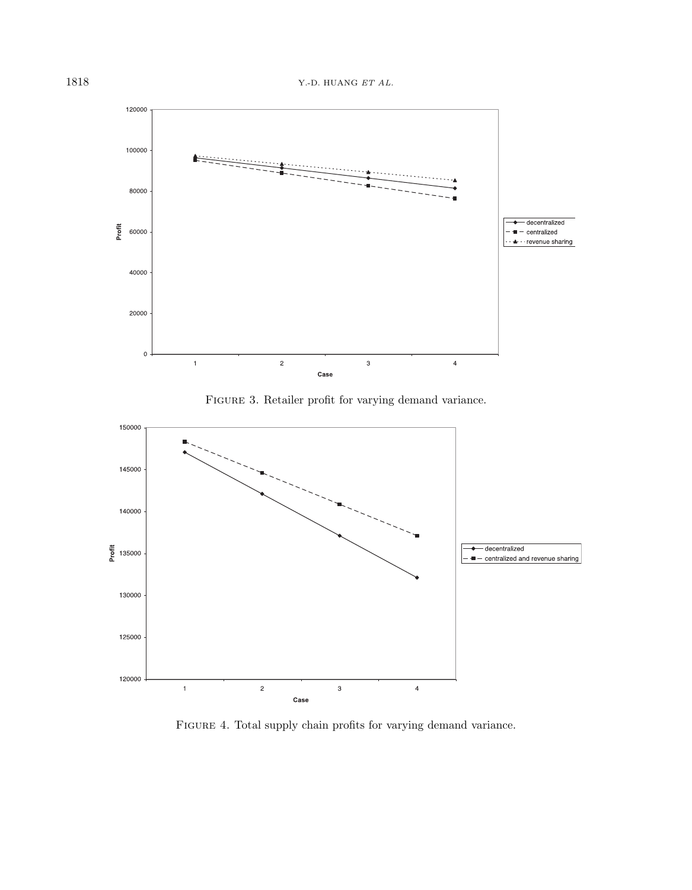Figure 3. Retailer profit for varying demand variance.

Figure 4. Total supply chain profits for varying demand variance.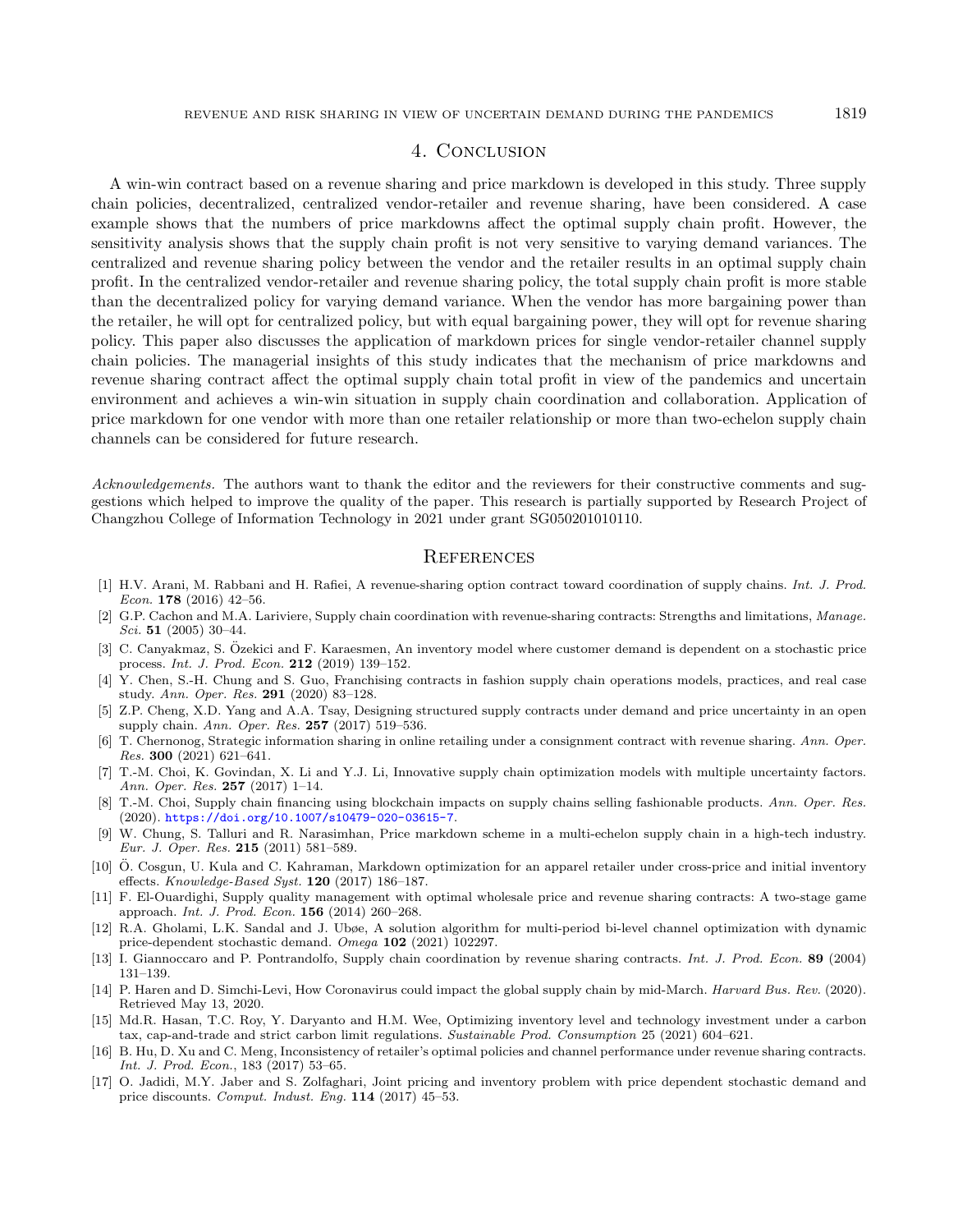## 4. Conclusion

A win-win contract based on a revenue sharing and price markdown is developed in this study. Three supply chain policies, decentralized, centralized vendor-retailer and revenue sharing, have been considered. A case example shows that the numbers of price markdowns affect the optimal supply chain profit. However, the sensitivity analysis shows that the supply chain profit is not very sensitive to varying demand variances. The centralized and revenue sharing policy between the vendor and the retailer results in an optimal supply chain profit. In the centralized vendor-retailer and revenue sharing policy, the total supply chain profit is more stable than the decentralized policy for varying demand variance. When the vendor has more bargaining power than the retailer, he will opt for centralized policy, but with equal bargaining power, they will opt for revenue sharing policy. This paper also discusses the application of markdown prices for single vendor-retailer channel supply chain policies. The managerial insights of this study indicates that the mechanism of price markdowns and revenue sharing contract affect the optimal supply chain total profit in view of the pandemics and uncertain environment and achieves a win-win situation in supply chain coordination and collaboration. Application of price markdown for one vendor with more than one retailer relationship or more than two-echelon supply chain channels can be considered for future research.

*Acknowledgements.* The authors want to thank the editor and the reviewers for their constructive comments and suggestions which helped to improve the quality of the paper. This research is partially supported by Research Project of Changzhou College of Information Technology in 2021 under grant SG050201010110.

## References

[1] H.V. Arani, M. Rabbani and H. Rafiei, A revenue-sharing option contract toward coordination of supply chains. *Int. J. Prod. Econ.* **178** (2016) 42–56.

[2] G.P. Cachon and M.A. Lariviere, Supply chain coordination with revenue-sharing contracts: Strengths and limitations, *Manage. Sci.* **51** (2005) 30–44.

[3] C. Canyakmaz, S. Özekici and F. Karaesmen, An inventory model where customer demand is dependent on a stochastic price process. *Int. J. Prod. Econ.* **212** (2019) 139–152.

[4] Y. Chen, S.-H. Chung and S. Guo, Franchising contracts in fashion supply chain operations models, practices, and real case study. *Ann. Oper. Res.* **291** (2020) 83–128.

[5] Z.P. Cheng, X.D. Yang and A.A. Tsay, Designing structured supply contracts under demand and price uncertainty in an open supply chain. *Ann. Oper. Res.* **257** (2017) 519–536.

[6] T. Chernonog, Strategic information sharing in online retailing under a consignment contract with revenue sharing. *Ann. Oper. Res.* **300** (2021) 621–641.

[7] T.-M. Choi, K. Govindan, X. Li and Y.J. Li, Innovative supply chain optimization models with multiple uncertainty factors. *Ann. Oper. Res.* **257** (2017) 1–14.

[8] T.-M. Choi, Supply chain financing using blockchain impacts on supply chains selling fashionable products. *Ann. Oper. Res.* (2020). https://doi.org/10.1007/s10479-020-03615-7.

[9] W. Chung, S. Talluri and R. Narasimhan, Price markdown scheme in a multi-echelon supply chain in a high-tech industry. *Eur. J. Oper. Res.* **215** (2011) 581–589.

[10] Ö. Cosgun, U. Kula and C. Kahraman, Markdown optimization for an apparel retailer under cross-price and initial inventory effects. *Knowledge-Based Syst.* **120** (2017) 186–187.

[11] F. El-Ouardighi, Supply quality management with optimal wholesale price and revenue sharing contracts: A two-stage game approach. *Int. J. Prod. Econ.* **156** (2014) 260–268.

[12] R.A. Gholami, L.K. Sandal and J. Ubøe, A solution algorithm for multi-period bi-level channel optimization with dynamic price-dependent stochastic demand. *Omega* **102** (2021) 102297.

[13] I. Giannoccaro and P. Pontrandolfo, Supply chain coordination by revenue sharing contracts. *Int. J. Prod. Econ.* **89** (2004) 131–139.

[14] P. Haren and D. Simchi-Levi, How Coronavirus could impact the global supply chain by mid-March. *Harvard Bus. Rev.* (2020). Retrieved May 13, 2020.

[15] Md.R. Hasan, T.C. Roy, Y. Daryanto and H.M. Wee, Optimizing inventory level and technology investment under a carbon tax, cap-and-trade and strict carbon limit regulations. *Sustainable Prod. Consumption* 25 (2021) 604–621.

[16] B. Hu, D. Xu and C. Meng, Inconsistency of retailer's optimal policies and channel performance under revenue sharing contracts. *Int. J. Prod. Econ.*, 183 (2017) 53–65.

[17] O. Jadidi, M.Y. Jaber and S. Zolfaghari, Joint pricing and inventory problem with price dependent stochastic demand and price discounts. *Comput. Indust. Eng.* **114** (2017) 45–53.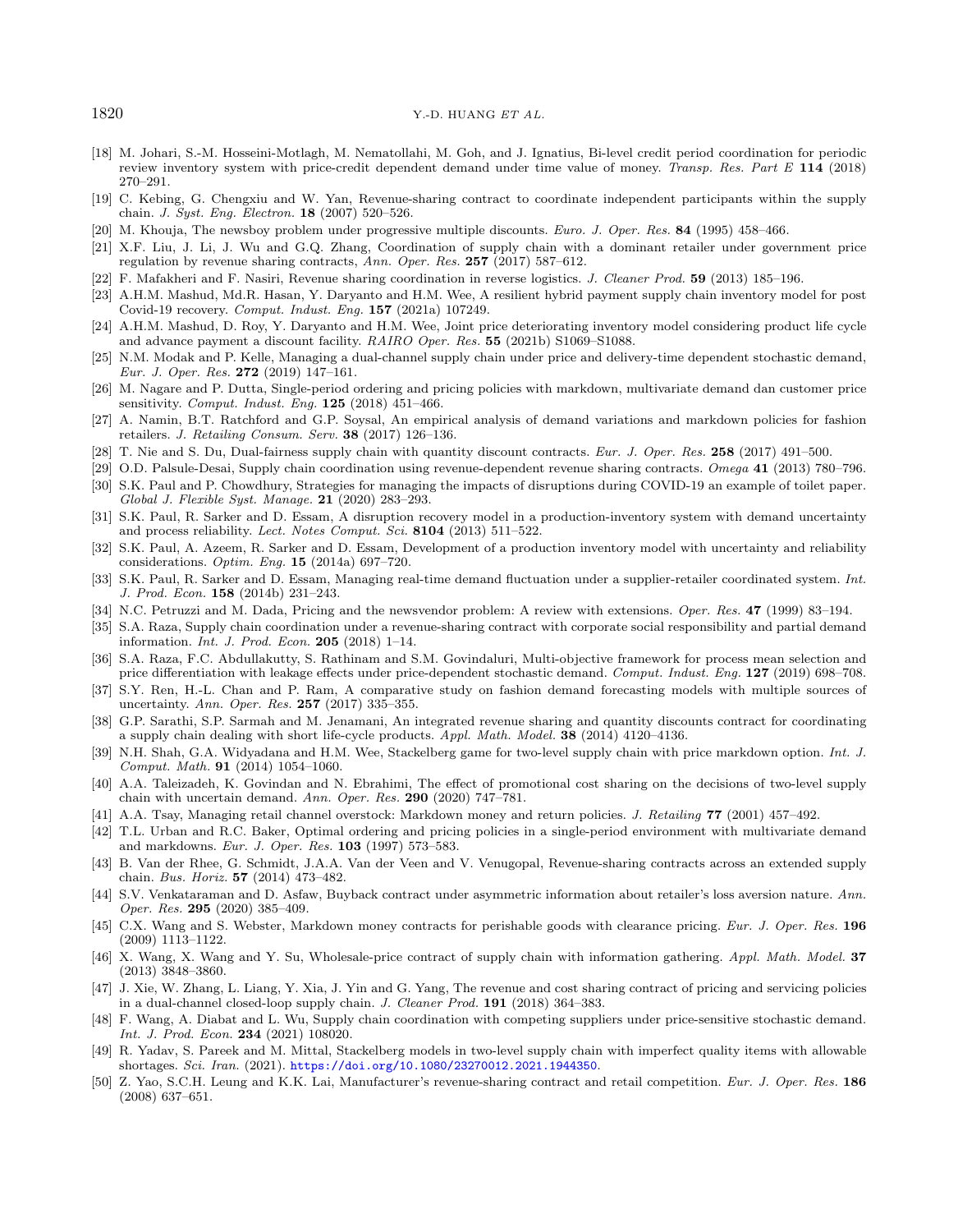[18] M. Johari, S.-M. Hosseini-Motlagh, M. Nematollahi, M. Goh, and J. Ignatius, Bi-level credit period coordination for periodic review inventory system with price-credit dependent demand under time value of money. *Transp. Res. Part E* **114** (2018) 270–291.

[19] C. Kebing, G. Chengxiu and W. Yan, Revenue-sharing contract to coordinate independent participants within the supply chain. *J. Syst. Eng. Electron.* **18** (2007) 520–526.

[20] M. Khouja, The newsboy problem under progressive multiple discounts. *Euro. J. Oper. Res.* **84** (1995) 458–466.

[21] X.F. Liu, J. Li, J. Wu and G.Q. Zhang, Coordination of supply chain with a dominant retailer under government price regulation by revenue sharing contracts, *Ann. Oper. Res.* **257** (2017) 587–612.

[22] F. Mafakheri and F. Nasiri, Revenue sharing coordination in reverse logistics. *J. Cleaner Prod.* **59** (2013) 185–196.

[23] A.H.M. Mashud, Md.R. Hasan, Y. Daryanto and H.M. Wee, A resilient hybrid payment supply chain inventory model for post Covid-19 recovery. *Comput. Indust. Eng.* **157** (2021a) 107249.

[24] A.H.M. Mashud, D. Roy, Y. Daryanto and H.M. Wee, Joint price deteriorating inventory model considering product life cycle and advance payment a discount facility. *RAIRO Oper. Res.* **55** (2021b) S1069–S1088.

[25] N.M. Modak and P. Kelle, Managing a dual-channel supply chain under price and delivery-time dependent stochastic demand, *Eur. J. Oper. Res.* **272** (2019) 147–161.

[26] M. Nagare and P. Dutta, Single-period ordering and pricing policies with markdown, multivariate demand dan customer price sensitivity. *Comput. Indust. Eng.* **125** (2018) 451–466.

[27] A. Namin, B.T. Ratchford and G.P. Soysal, An empirical analysis of demand variations and markdown policies for fashion retailers. *J. Retailing Consum. Serv.* **38** (2017) 126–136.

[28] T. Nie and S. Du, Dual-fairness supply chain with quantity discount contracts. *Eur. J. Oper. Res.* **258** (2017) 491–500.

[29] O.D. Palsule-Desai, Supply chain coordination using revenue-dependent revenue sharing contracts. *Omega* **41** (2013) 780–796.

[30] S.K. Paul and P. Chowdhury, Strategies for managing the impacts of disruptions during COVID-19 an example of toilet paper. *Global J. Flexible Syst. Manage.* **21** (2020) 283–293.

[31] S.K. Paul, R. Sarker and D. Essam, A disruption recovery model in a production-inventory system with demand uncertainty and process reliability. *Lect. Notes Comput. Sci.* **8104** (2013) 511–522.

[32] S.K. Paul, A. Azeem, R. Sarker and D. Essam, Development of a production inventory model with uncertainty and reliability considerations. *Optim. Eng.* **15** (2014a) 697–720.

[33] S.K. Paul, R. Sarker and D. Essam, Managing real-time demand fluctuation under a supplier-retailer coordinated system. *Int. J. Prod. Econ.* **158** (2014b) 231–243.

[34] N.C. Petruzzi and M. Dada, Pricing and the newsvendor problem: A review with extensions. *Oper. Res.* **47** (1999) 83–194.

[35] S.A. Raza, Supply chain coordination under a revenue-sharing contract with corporate social responsibility and partial demand information. *Int. J. Prod. Econ.* **205** (2018) 1–14.

[36] S.A. Raza, F.C. Abdullakutty, S. Rathinam and S.M. Govindaluri, Multi-objective framework for process mean selection and price differentiation with leakage effects under price-dependent stochastic demand. *Comput. Indust. Eng.* **127** (2019) 698–708.

[37] S.Y. Ren, H.-L. Chan and P. Ram, A comparative study on fashion demand forecasting models with multiple sources of uncertainty. *Ann. Oper. Res.* **257** (2017) 335–355.

[38] G.P. Sarathi, S.P. Sarmah and M. Jenamani, An integrated revenue sharing and quantity discounts contract for coordinating a supply chain dealing with short life-cycle products. *Appl. Math. Model.* **38** (2014) 4120–4136.

[39] N.H. Shah, G.A. Widyadana and H.M. Wee, Stackelberg game for two-level supply chain with price markdown option. *Int. J. Comput. Math.* **91** (2014) 1054–1060.

[40] A.A. Taleizadeh, K. Govindan and N. Ebrahimi, The effect of promotional cost sharing on the decisions of two-level supply chain with uncertain demand. *Ann. Oper. Res.* **290** (2020) 747–781.

[41] A.A. Tsay, Managing retail channel overstock: Markdown money and return policies. *J. Retailing* **77** (2001) 457–492.

[42] T.L. Urban and R.C. Baker, Optimal ordering and pricing policies in a single-period environment with multivariate demand and markdowns. *Eur. J. Oper. Res.* **103** (1997) 573–583.

[43] B. Van der Rhee, G. Schmidt, J.A.A. Van der Veen and V. Venugopal, Revenue-sharing contracts across an extended supply chain. *Bus. Horiz.* **57** (2014) 473–482.

[44] S.V. Venkataraman and D. Asfaw, Buyback contract under asymmetric information about retailer's loss aversion nature. *Ann. Oper. Res.* **295** (2020) 385–409.

[45] C.X. Wang and S. Webster, Markdown money contracts for perishable goods with clearance pricing. *Eur. J. Oper. Res.* **196** (2009) 1113–1122.

[46] X. Wang, X. Wang and Y. Su, Wholesale-price contract of supply chain with information gathering. *Appl. Math. Model.* **37** (2013) 3848–3860.

[47] J. Xie, W. Zhang, L. Liang, Y. Xia, J. Yin and G. Yang, The revenue and cost sharing contract of pricing and servicing policies in a dual-channel closed-loop supply chain. *J. Cleaner Prod.* **191** (2018) 364–383.

[48] F. Wang, A. Diabat and L. Wu, Supply chain coordination with competing suppliers under price-sensitive stochastic demand. *Int. J. Prod. Econ.* **234** (2021) 108020.

[49] R. Yadav, S. Pareek and M. Mittal, Stackelberg models in two-level supply chain with imperfect quality items with allowable shortages. *Sci. Iran.* (2021). https://doi.org/10.1080/23270012.2021.1944350.

[50] Z. Yao, S.C.H. Leung and K.K. Lai, Manufacturer's revenue-sharing contract and retail competition. *Eur. J. Oper. Res.* **186** (2008) 637–651.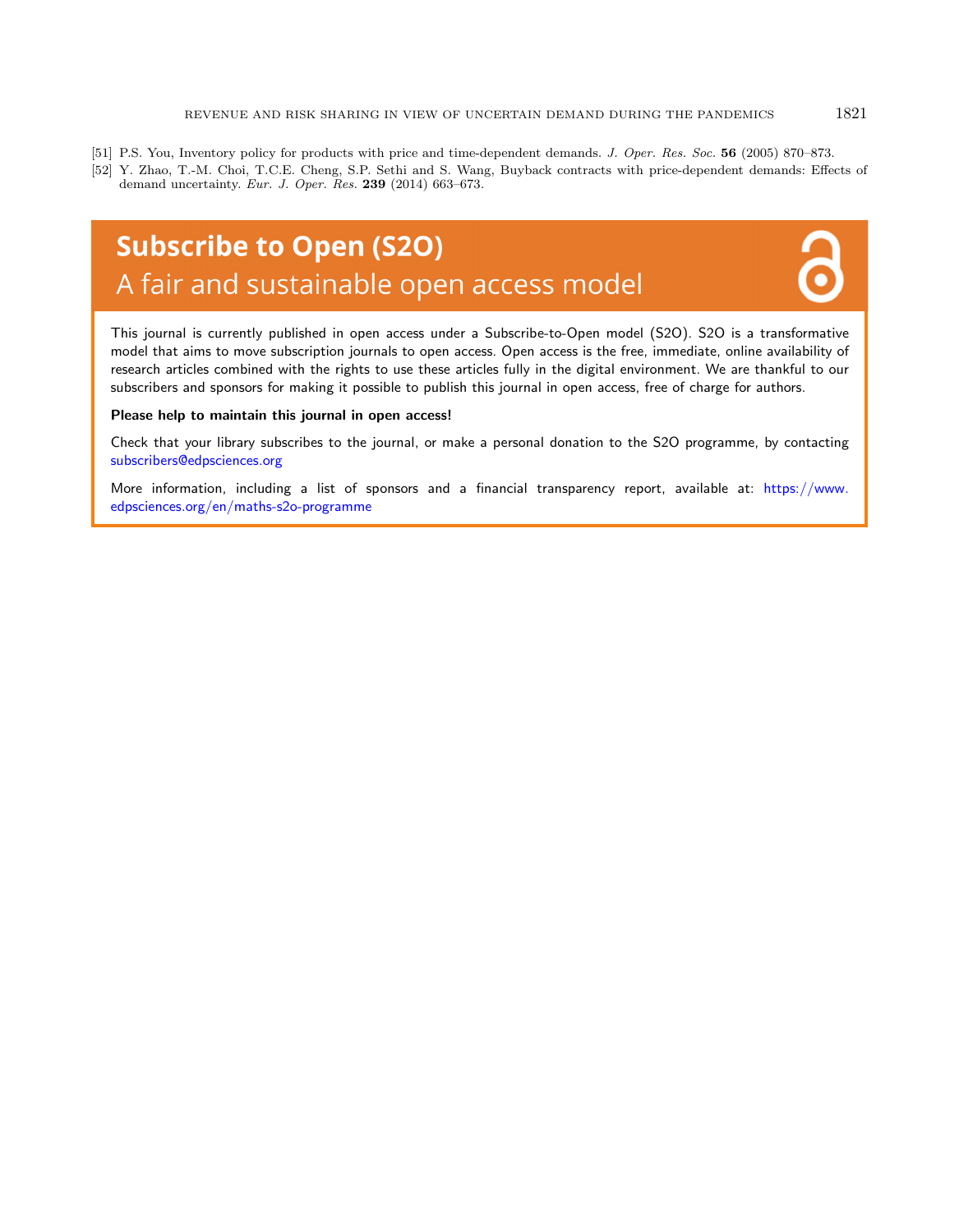[51] P.S. You, Inventory policy for products with price and time-dependent demands. *J. Oper. Res. Soc.* **56** (2005) 870–873.

[52] Y. Zhao, T.-M. Choi, T.C.E. Cheng, S.P. Sethi and S. Wang, Buyback contracts with price-dependent demands: Effects of demand uncertainty. *Eur. J. Oper. Res.* **239** (2014) 663–673.

## Subscribe to Open (S2O)

### A fair and sustainable open access model

This journal is currently published in open access under a Subscribe-to-Open model (S2O). S2O is a transformative model that aims to move subscription journals to open access. Open access is the free, immediate, online availability of research articles combined with the rights to use these articles fully in the digital environment. We are thankful to our subscribers and sponsors for making it possible to publish this journal in open access, free of charge for authors.

**Please help to maintain this journal in open access!**

Check that your library subscribes to the journal, or make a personal donation to the S2O programme, by contacting subscribers@edpsciences.org

More information, including a list of sponsors and a financial transparency report, available at: https://www.edpsciences.org/en/maths-s2o-programme